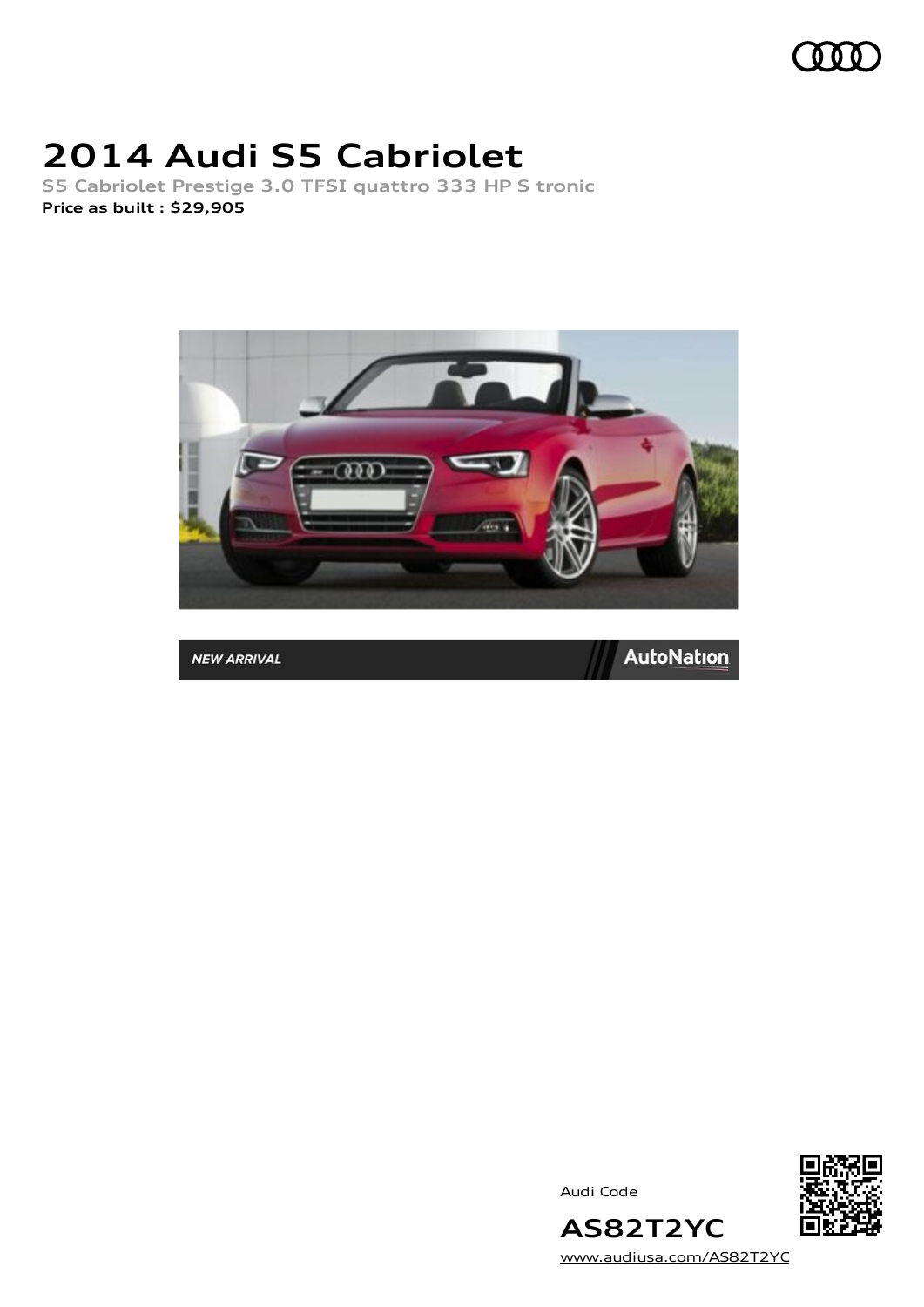# 2014 Audi S5 Cabriolet

S5 Cabriolet Prestige 3.0 TFSI quattro 333 HP S tronic

**Price as built : $29,905**

NEW ARRIVAL

AutoNation

Audi Code

AS82T2YC

www.audiusa.com/AS82T2YC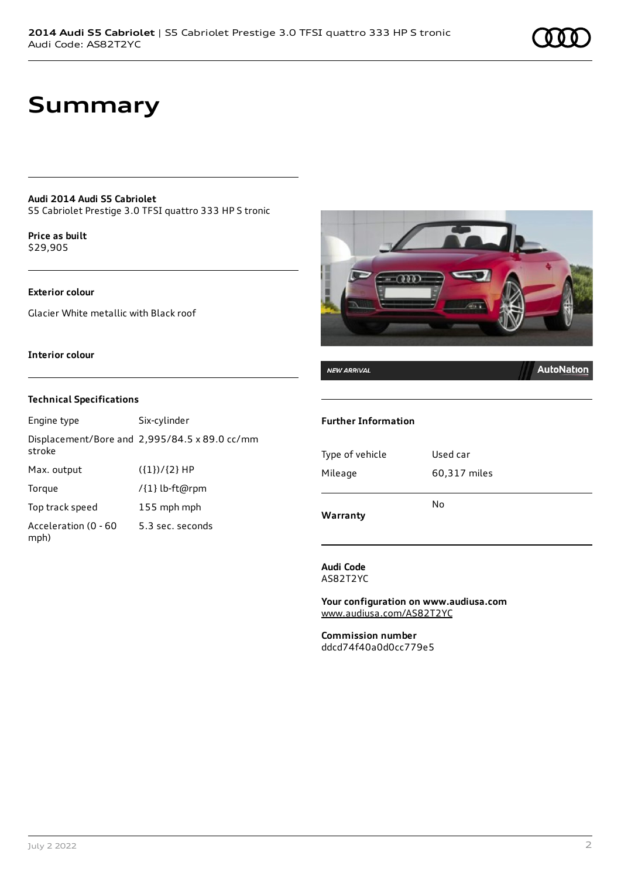# Summary

**Audi 2014 Audi S5 Cabriolet**
S5 Cabriolet Prestige 3.0 TFSI quattro 333 HP S tronic

**Price as built**
$29,905

**Exterior colour**

Glacier White metallic with Black roof

**Interior colour**

### Technical Specifications

| | |
|---|---|
| Engine type | Six-cylinder |
| Displacement/Bore and stroke | 2,995/84.5 x 89.0 cc/mm |
| Max. output | ({1})/{2} HP |
| Torque | /{1} lb-ft@rpm |
| Top track speed | 155 mph mph |
| Acceleration (0 - 60 mph) | 5.3 sec. seconds |

NEW ARRIVAL AutoNation

### Further Information

| | |
|---|---|
| Type of vehicle | Used car |
| Mileage | 60,317 miles |
| **Warranty** | No |

**Audi Code**
AS82T2YC

**Your configuration on www.audiusa.com**
www.audiusa.com/AS82T2YC

**Commission number**
ddcd74f40a0d0cc779e5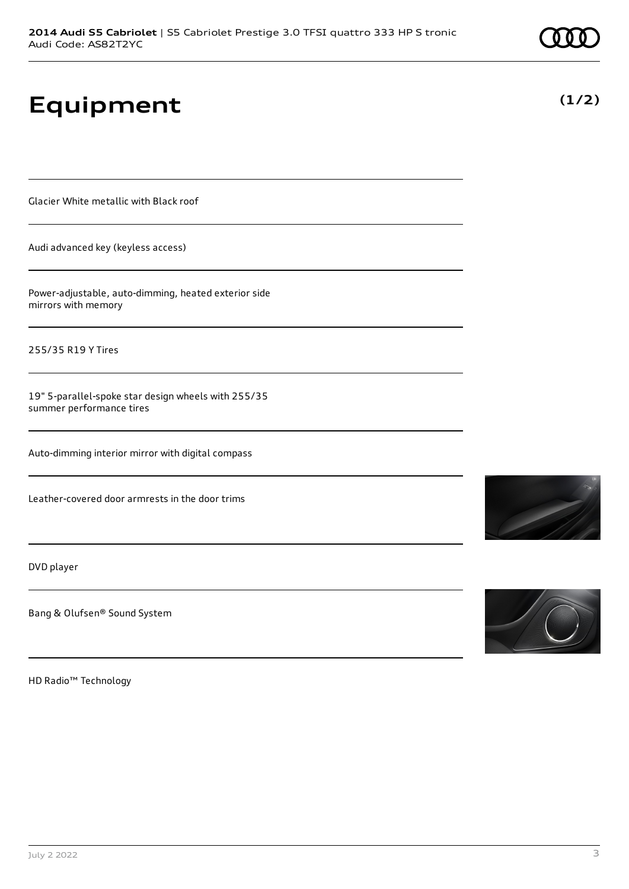# Equipment

**(1/2)**

Glacier White metallic with Black roof

Audi advanced key (keyless access)

Power-adjustable, auto-dimming, heated exterior side mirrors with memory

255/35 R19 Y Tires

19" 5-parallel-spoke star design wheels with 255/35 summer performance tires

Auto-dimming interior mirror with digital compass

Leather-covered door armrests in the door trims

DVD player

Bang & Olufsen® Sound System

HD Radio™ Technology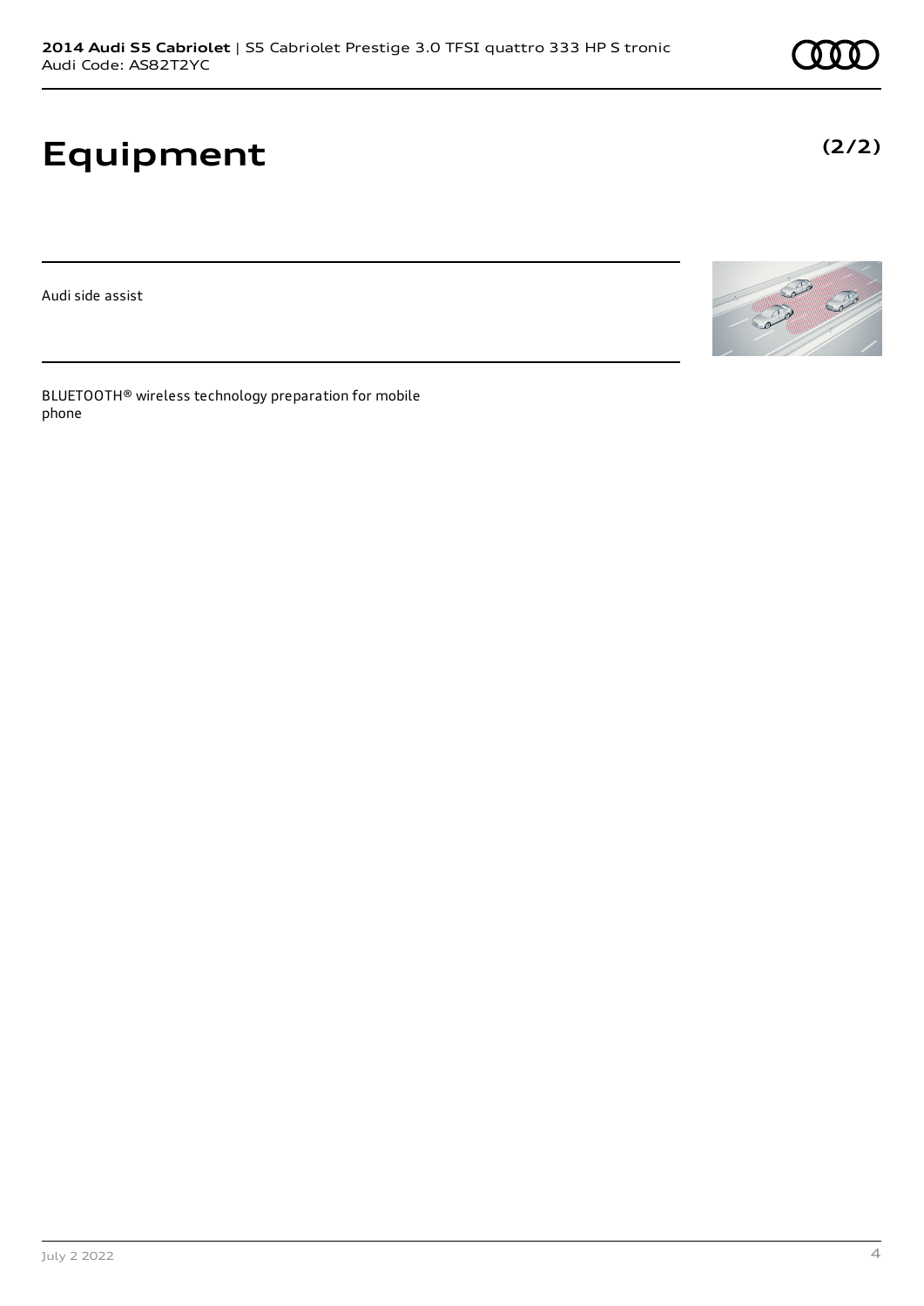# Equipment

**(2/2)**

Audi side assist

BLUETOOTH® wireless technology preparation for mobile phone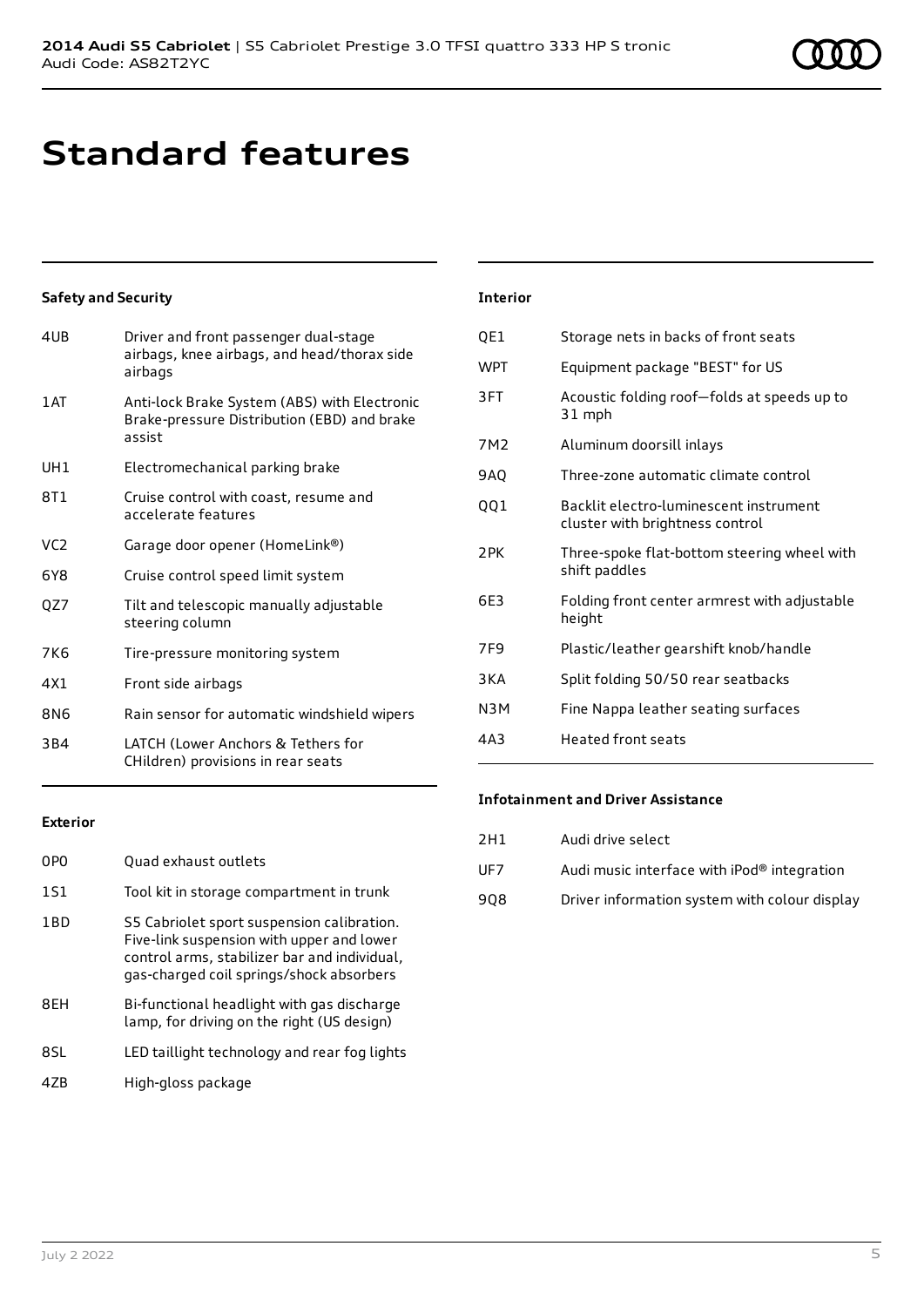# Standard features

### Safety and Security

| | |
|---|---|
| 4UB | Driver and front passenger dual-stage airbags, knee airbags, and head/thorax side airbags |
| 1AT | Anti-lock Brake System (ABS) with Electronic Brake-pressure Distribution (EBD) and brake assist |
| UH1 | Electromechanical parking brake |
| 8T1 | Cruise control with coast, resume and accelerate features |
| VC2 | Garage door opener (HomeLink®) |
| 6Y8 | Cruise control speed limit system |
| QZ7 | Tilt and telescopic manually adjustable steering column |
| 7K6 | Tire-pressure monitoring system |
| 4X1 | Front side airbags |
| 8N6 | Rain sensor for automatic windshield wipers |
| 3B4 | LATCH (Lower Anchors & Tethers for CHildren) provisions in rear seats |

### Exterior

| | |
|---|---|
| 0P0 | Quad exhaust outlets |
| 1S1 | Tool kit in storage compartment in trunk |
| 1BD | S5 Cabriolet sport suspension calibration. Five-link suspension with upper and lower control arms, stabilizer bar and individual, gas-charged coil springs/shock absorbers |
| 8EH | Bi-functional headlight with gas discharge lamp, for driving on the right (US design) |
| 8SL | LED taillight technology and rear fog lights |
| 4ZB | High-gloss package |

### Interior

| | |
|---|---|
| QE1 | Storage nets in backs of front seats |
| WPT | Equipment package "BEST" for US |
| 3FT | Acoustic folding roof—folds at speeds up to 31 mph |
| 7M2 | Aluminum doorsill inlays |
| 9AQ | Three-zone automatic climate control |
| QQ1 | Backlit electro-luminescent instrument cluster with brightness control |
| 2PK | Three-spoke flat-bottom steering wheel with shift paddles |
| 6E3 | Folding front center armrest with adjustable height |
| 7F9 | Plastic/leather gearshift knob/handle |
| 3KA | Split folding 50/50 rear seatbacks |
| N3M | Fine Nappa leather seating surfaces |
| 4A3 | Heated front seats |

### Infotainment and Driver Assistance

| | |
|---|---|
| 2H1 | Audi drive select |
| UF7 | Audi music interface with iPod® integration |
| 9Q8 | Driver information system with colour display |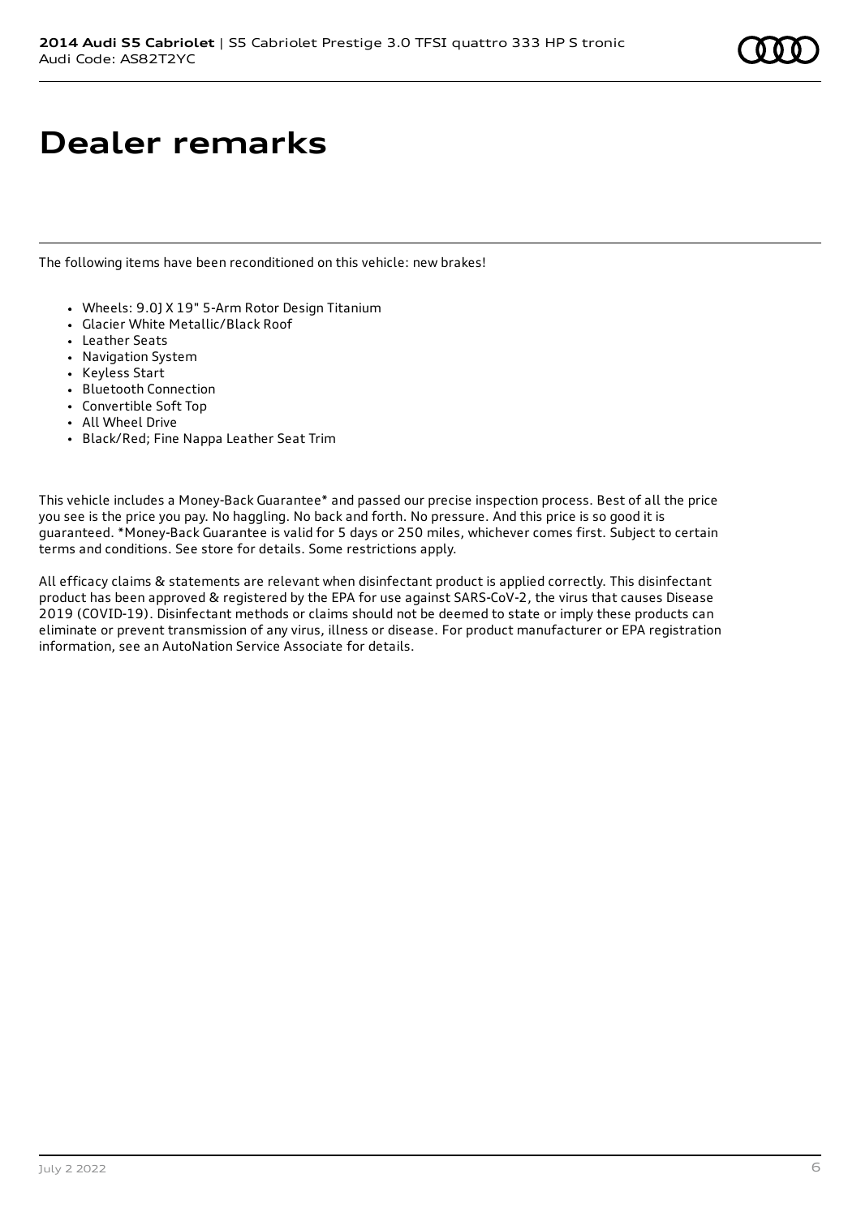# Dealer remarks

The following items have been reconditioned on this vehicle: new brakes!

- Wheels: 9.0J X 19" 5-Arm Rotor Design Titanium
- Glacier White Metallic/Black Roof
- Leather Seats
- Navigation System
- Keyless Start
- Bluetooth Connection
- Convertible Soft Top
- All Wheel Drive
- Black/Red; Fine Nappa Leather Seat Trim

This vehicle includes a Money-Back Guarantee* and passed our precise inspection process. Best of all the price you see is the price you pay. No haggling. No back and forth. No pressure. And this price is so good it is guaranteed. *Money-Back Guarantee is valid for 5 days or 250 miles, whichever comes first. Subject to certain terms and conditions. See store for details. Some restrictions apply.

All efficacy claims & statements are relevant when disinfectant product is applied correctly. This disinfectant product has been approved & registered by the EPA for use against SARS-CoV-2, the virus that causes Disease 2019 (COVID-19). Disinfectant methods or claims should not be deemed to state or imply these products can eliminate or prevent transmission of any virus, illness or disease. For product manufacturer or EPA registration information, see an AutoNation Service Associate for details.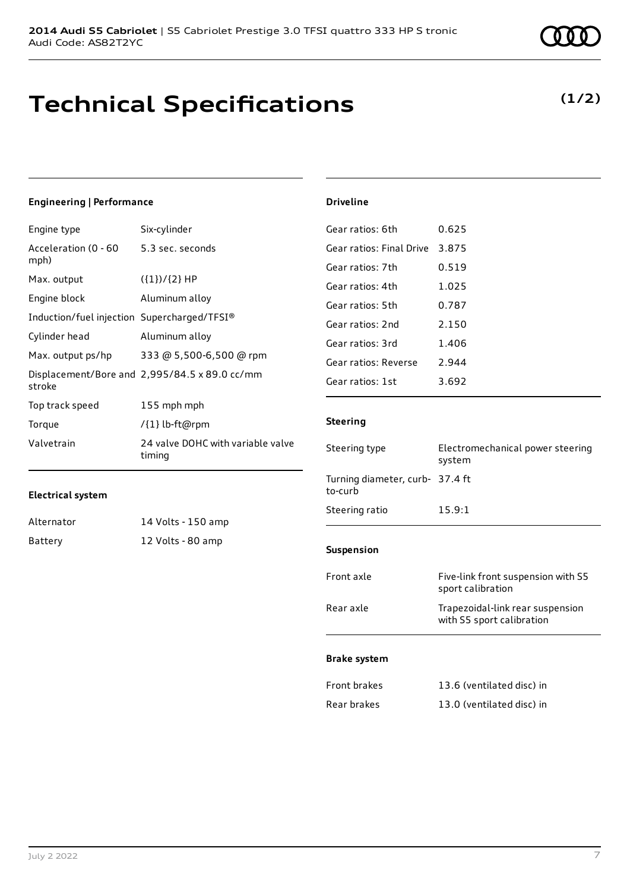# Technical Specifications

**(1/2)**

### Engineering | Performance

| | |
|---|---|
| Engine type | Six-cylinder |
| Acceleration (0 - 60 mph) | 5.3 sec. seconds |
| Max. output | ({1})/{2} HP |
| Engine block | Aluminum alloy |
| Induction/fuel injection | Supercharged/TFSI® |
| Cylinder head | Aluminum alloy |
| Max. output ps/hp | 333 @ 5,500-6,500 @ rpm |
| Displacement/Bore and stroke | 2,995/84.5 x 89.0 cc/mm |
| Top track speed | 155 mph mph |
| Torque | /{1} lb-ft@rpm |
| Valvetrain | 24 valve DOHC with variable valve timing |

### Electrical system

| | |
|---|---|
| Alternator | 14 Volts - 150 amp |
| Battery | 12 Volts - 80 amp |

### Driveline

| | |
|---|---|
| Gear ratios: 6th | 0.625 |
| Gear ratios: Final Drive | 3.875 |
| Gear ratios: 7th | 0.519 |
| Gear ratios: 4th | 1.025 |
| Gear ratios: 5th | 0.787 |
| Gear ratios: 2nd | 2.150 |
| Gear ratios: 3rd | 1.406 |
| Gear ratios: Reverse | 2.944 |
| Gear ratios: 1st | 3.692 |

### Steering

| | |
|---|---|
| Steering type | Electromechanical power steering system |
| Turning diameter, curb-to-curb | 37.4 ft |
| Steering ratio | 15.9:1 |

### Suspension

| | |
|---|---|
| Front axle | Five-link front suspension with S5 sport calibration |
| Rear axle | Trapezoidal-link rear suspension with S5 sport calibration |

### Brake system

| | |
|---|---|
| Front brakes | 13.6 (ventilated disc) in |
| Rear brakes | 13.0 (ventilated disc) in |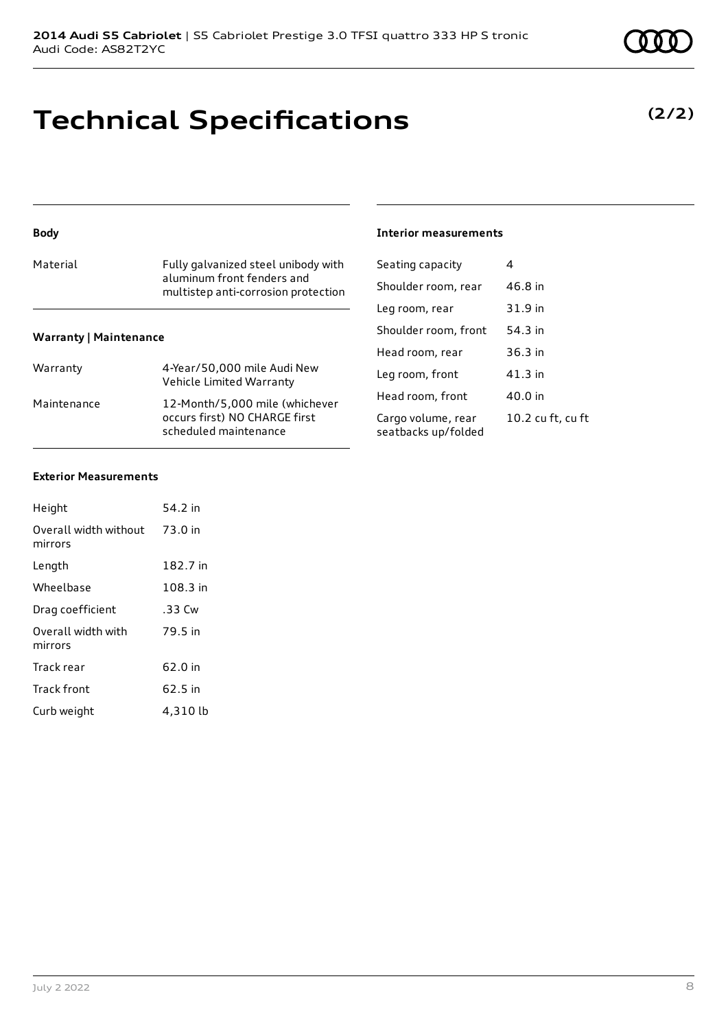# Technical Specifications

**(2/2)**

**Body**

| | |
|---|---|
| Material | Fully galvanized steel unibody with aluminum front fenders and multistep anti-corrosion protection |

**Warranty | Maintenance**

| | |
|---|---|
| Warranty | 4-Year/50,000 mile Audi New Vehicle Limited Warranty |
| Maintenance | 12-Month/5,000 mile (whichever occurs first) NO CHARGE first scheduled maintenance |

**Exterior Measurements**

| | |
|---|---|
| Height | 54.2 in |
| Overall width without mirrors | 73.0 in |
| Length | 182.7 in |
| Wheelbase | 108.3 in |
| Drag coefficient | .33 Cw |
| Overall width with mirrors | 79.5 in |
| Track rear | 62.0 in |
| Track front | 62.5 in |
| Curb weight | 4,310 lb |

**Interior measurements**

| | |
|---|---|
| Seating capacity | 4 |
| Shoulder room, rear | 46.8 in |
| Leg room, rear | 31.9 in |
| Shoulder room, front | 54.3 in |
| Head room, rear | 36.3 in |
| Leg room, front | 41.3 in |
| Head room, front | 40.0 in |
| Cargo volume, rear seatbacks up/folded | 10.2 cu ft, cu ft |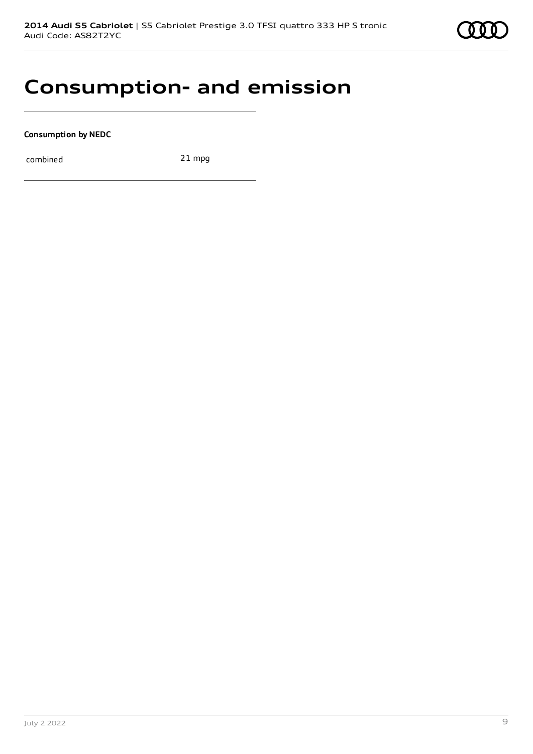# Consumption- and emission

**Consumption by NEDC**

| | |
|---|---|
| combined | 21 mpg |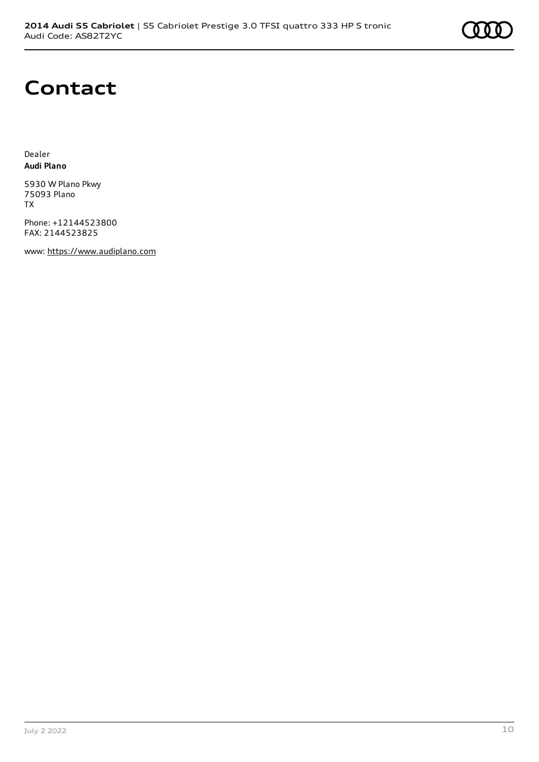# Contact

Dealer
**Audi Plano**

5930 W Plano Pkwy
75093 Plano
TX

Phone: +12144523800
FAX: 2144523825

www: https://www.audiplano.com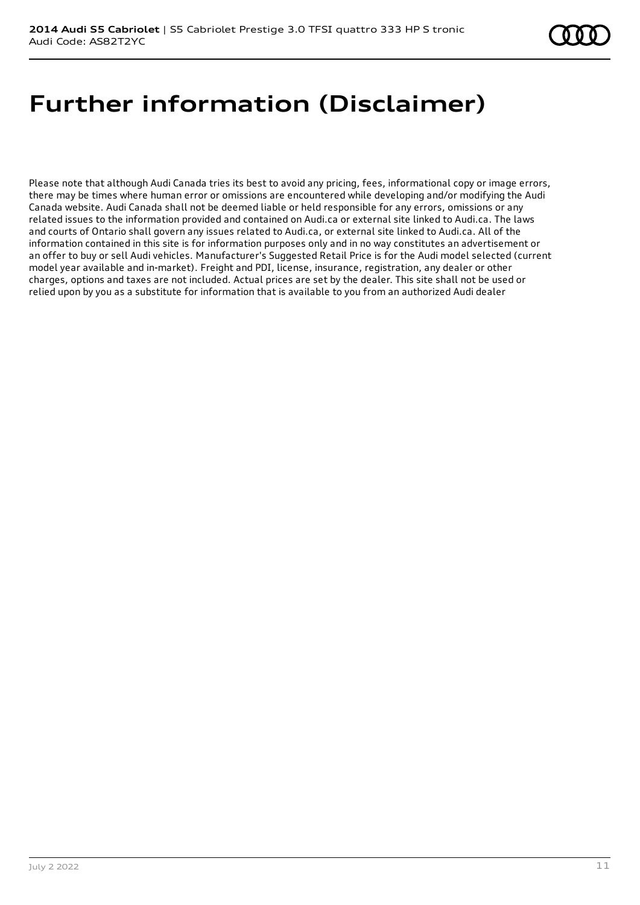# Further information (Disclaimer)

Please note that although Audi Canada tries its best to avoid any pricing, fees, informational copy or image errors, there may be times where human error or omissions are encountered while developing and/or modifying the Audi Canada website. Audi Canada shall not be deemed liable or held responsible for any errors, omissions or any related issues to the information provided and contained on Audi.ca or external site linked to Audi.ca. The laws and courts of Ontario shall govern any issues related to Audi.ca, or external site linked to Audi.ca. All of the information contained in this site is for information purposes only and in no way constitutes an advertisement or an offer to buy or sell Audi vehicles. Manufacturer's Suggested Retail Price is for the Audi model selected (current model year available and in-market). Freight and PDI, license, insurance, registration, any dealer or other charges, options and taxes are not included. Actual prices are set by the dealer. This site shall not be used or relied upon by you as a substitute for information that is available to you from an authorized Audi dealer